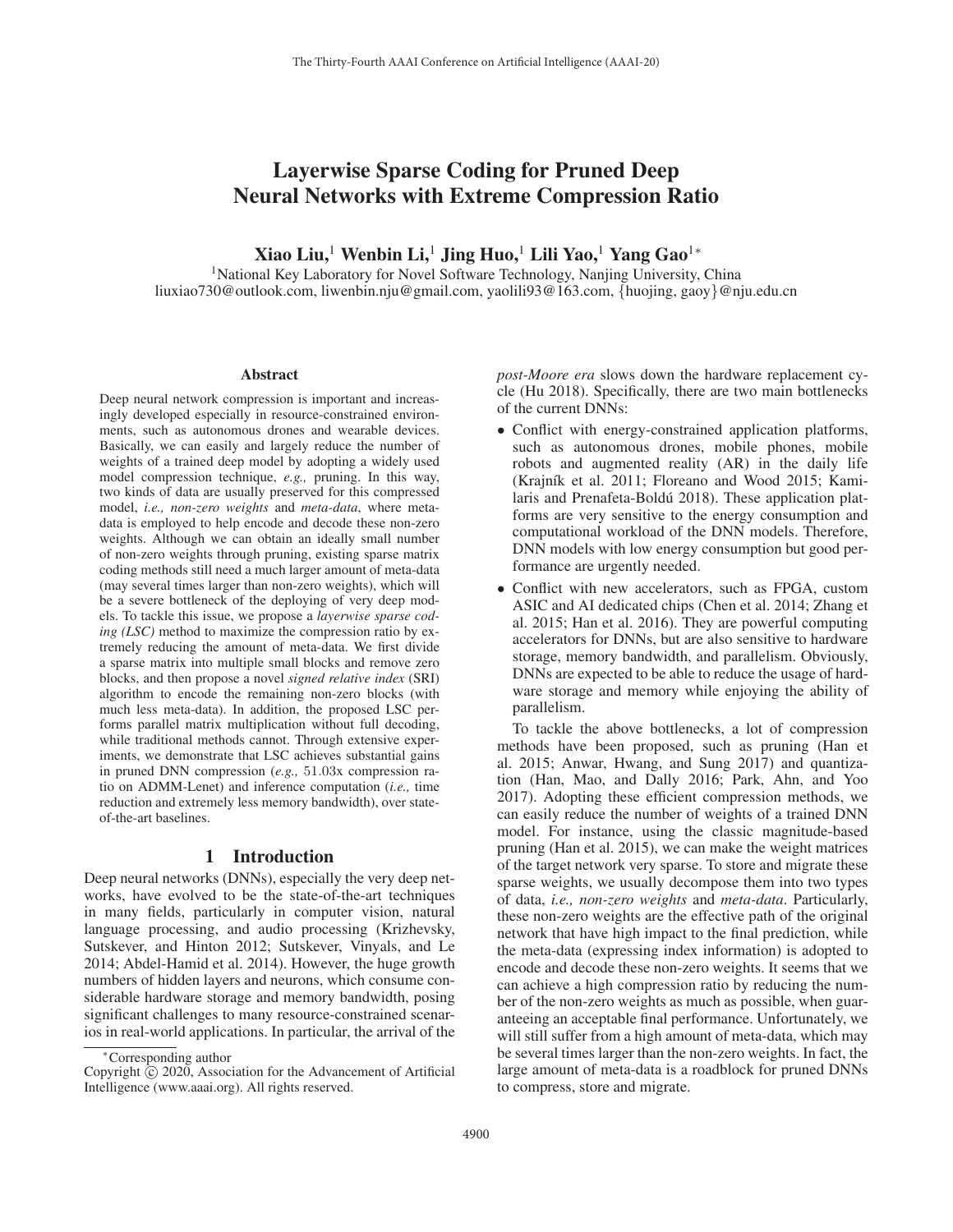# Layerwise Sparse Coding for Pruned Deep Neural Networks with Extreme Compression Ratio

**Xiao Liu,[1] Wenbin Li,[1] Jing Huo,[1] Lili Yao,[1] Yang Gao[1*]**

[1]National Key Laboratory for Novel Software Technology, Nanjing University, China
liuxiao730@outlook.com, liwenbin.nju@gmail.com, yaolili93@163.com, {huojing, gaoy}@nju.edu.cn

## Abstract

Deep neural network compression is important and increasingly developed especially in resource-constrained environments, such as autonomous drones and wearable devices. Basically, we can easily and largely reduce the number of weights of a trained deep model by adopting a widely used model compression technique, *e.g.,* pruning. In this way, two kinds of data are usually preserved for this compressed model, *i.e., non-zero weights* and *meta-data*, where meta-data is employed to help encode and decode these non-zero weights. Although we can obtain an ideally small number of non-zero weights through pruning, existing sparse matrix coding methods still need a much larger amount of meta-data (may several times larger than non-zero weights), which will be a severe bottleneck of the deploying of very deep models. To tackle this issue, we propose a *layerwise sparse coding (LSC)* method to maximize the compression ratio by extremely reducing the amount of meta-data. We first divide a sparse matrix into multiple small blocks and remove zero blocks, and then propose a novel *signed relative index* (SRI) algorithm to encode the remaining non-zero blocks (with much less meta-data). In addition, the proposed LSC performs parallel matrix multiplication without full decoding, while traditional methods cannot. Through extensive experiments, we demonstrate that LSC achieves substantial gains in pruned DNN compression (*e.g.,* 51.03x compression ratio on ADMM-Lenet) and inference computation (*i.e.,* time reduction and extremely less memory bandwidth), over state-of-the-art baselines.

## 1 Introduction

Deep neural networks (DNNs), especially the very deep networks, have evolved to be the state-of-the-art techniques in many fields, particularly in computer vision, natural language processing, and audio processing (Krizhevsky, Sutskever, and Hinton 2012; Sutskever, Vinyals, and Le 2014; Abdel-Hamid et al. 2014). However, the huge growth numbers of hidden layers and neurons, which consume considerable hardware storage and memory bandwidth, posing significant challenges to many resource-constrained scenarios in real-world applications. In particular, the arrival of the *post-Moore era* slows down the hardware replacement cycle (Hu 2018). Specifically, there are two main bottlenecks of the current DNNs:

- Conflict with energy-constrained application platforms, such as autonomous drones, mobile phones, mobile robots and augmented reality (AR) in the daily life (Krajník et al. 2011; Floreano and Wood 2015; Kamilaris and Prenafeta-Boldú 2018). These application platforms are very sensitive to the energy consumption and computational workload of the DNN models. Therefore, DNN models with low energy consumption but good performance are urgently needed.
- Conflict with new accelerators, such as FPGA, custom ASIC and AI dedicated chips (Chen et al. 2014; Zhang et al. 2015; Han et al. 2016). They are powerful computing accelerators for DNNs, but are also sensitive to hardware storage, memory bandwidth, and parallelism. Obviously, DNNs are expected to be able to reduce the usage of hardware storage and memory while enjoying the ability of parallelism.

To tackle the above bottlenecks, a lot of compression methods have been proposed, such as pruning (Han et al. 2015; Anwar, Hwang, and Sung 2017) and quantization (Han, Mao, and Dally 2016; Park, Ahn, and Yoo 2017). Adopting these efficient compression methods, we can easily reduce the number of weights of a trained DNN model. For instance, using the classic magnitude-based pruning (Han et al. 2015), we can make the weight matrices of the target network very sparse. To store and migrate these sparse weights, we usually decompose them into two types of data, *i.e., non-zero weights* and *meta-data*. Particularly, these non-zero weights are the effective path of the original network that have high impact to the final prediction, while the meta-data (expressing index information) is adopted to encode and decode these non-zero weights. It seems that we can achieve a high compression ratio by reducing the number of the non-zero weights as much as possible, when guaranteeing an acceptable final performance. Unfortunately, we will still suffer from a high amount of meta-data, which may be several times larger than the non-zero weights. In fact, the large amount of meta-data is a roadblock for pruned DNNs to compress, store and migrate.

*Corresponding author

Copyright © 2020, Association for the Advancement of Artificial Intelligence (www.aaai.org). All rights reserved.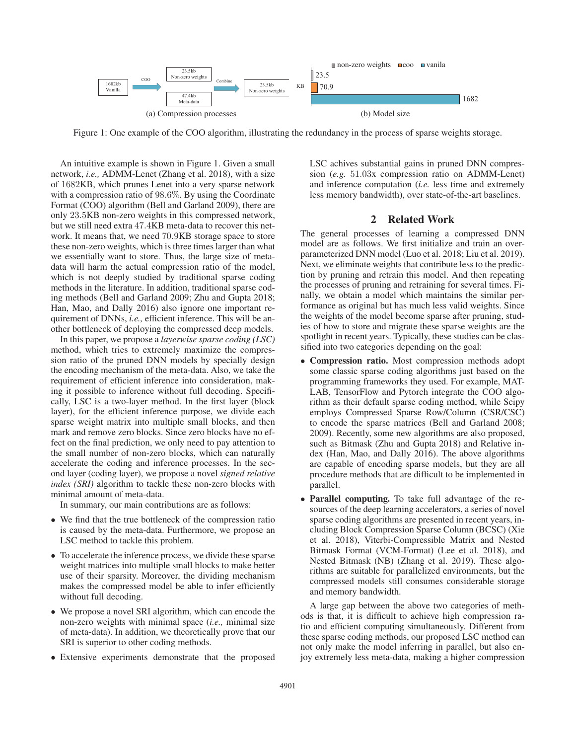(a) Compression processes

(b) Model size

Figure 1: One example of the COO algorithm, illustrating the redundancy in the process of sparse weights storage.

An intuitive example is shown in Figure 1. Given a small network, *i.e.,* ADMM-Lenet (Zhang et al. 2018), with a size of 1682KB, which prunes Lenet into a very sparse network with a compression ratio of 98.6%. By using the Coordinate Format (COO) algorithm (Bell and Garland 2009), there are only 23.5KB non-zero weights in this compressed network, but we still need extra 47.4KB meta-data to recover this network. It means that, we need 70.9KB storage space to store these non-zero weights, which is three times larger than what we essentially want to store. Thus, the large size of meta-data will harm the actual compression ratio of the model, which is not deeply studied by traditional sparse coding methods in the literature. In addition, traditional sparse coding methods (Bell and Garland 2009; Zhu and Gupta 2018; Han, Mao, and Dally 2016) also ignore one important requirement of DNNs, *i.e.,* efficient inference. This will be another bottleneck of deploying the compressed deep models.

In this paper, we propose a *layerwise sparse coding (LSC)* method, which tries to extremely maximize the compression ratio of the pruned DNN models by specially design the encoding mechanism of the meta-data. Also, we take the requirement of efficient inference into consideration, making it possible to inference without full decoding. Specifically, LSC is a two-layer method. In the first layer (block layer), for the efficient inference purpose, we divide each sparse weight matrix into multiple small blocks, and then mark and remove zero blocks. Since zero blocks have no effect on the final prediction, we only need to pay attention to the small number of non-zero blocks, which can naturally accelerate the coding and inference processes. In the second layer (coding layer), we propose a novel *signed relative index (SRI)* algorithm to tackle these non-zero blocks with minimal amount of meta-data.

In summary, our main contributions are as follows:

- We find that the true bottleneck of the compression ratio is caused by the meta-data. Furthermore, we propose an LSC method to tackle this problem.
- To accelerate the inference process, we divide these sparse weight matrices into multiple small blocks to make better use of their sparsity. Moreover, the dividing mechanism makes the compressed model be able to infer efficiently without full decoding.
- We propose a novel SRI algorithm, which can encode the non-zero weights with minimal space (*i.e.,* minimal size of meta-data). In addition, we theoretically prove that our SRI is superior to other coding methods.
- Extensive experiments demonstrate that the proposed LSC achives substantial gains in pruned DNN compression (*e.g.* 51.03x compression ratio on ADMM-Lenet) and inference computation (*i.e.* less time and extremely less memory bandwidth), over state-of-the-art baselines.

## 2 Related Work

The general processes of learning a compressed DNN model are as follows. We first initialize and train an over-parameterized DNN model (Luo et al. 2018; Liu et al. 2019). Next, we eliminate weights that contribute less to the prediction by pruning and retrain this model. And then repeating the processes of pruning and retraining for several times. Finally, we obtain a model which maintains the similar performance as original but has much less valid weights. Since the weights of the model become sparse after pruning, studies of how to store and migrate these sparse weights are the spotlight in recent years. Typically, these studies can be classified into two categories depending on the goal:

- **Compression ratio.** Most compression methods adopt some classic sparse coding algorithms just based on the programming frameworks they used. For example, MATLAB, TensorFlow and Pytorch integrate the COO algorithm as their default sparse coding method, while Scipy employs Compressed Sparse Row/Column (CSR/CSC) to encode the sparse matrices (Bell and Garland 2008; 2009). Recently, some new algorithms are also proposed, such as Bitmask (Zhu and Gupta 2018) and Relative index (Han, Mao, and Dally 2016). The above algorithms are capable of encoding sparse models, but they are all procedure methods that are difficult to be implemented in parallel.
- **Parallel computing.** To take full advantage of the resources of the deep learning accelerators, a series of novel sparse coding algorithms are presented in recent years, including Block Compression Sparse Column (BCSC) (Xie et al. 2018), Viterbi-Compressible Matrix and Nested Bitmask Format (VCM-Format) (Lee et al. 2018), and Nested Bitmask (NB) (Zhang et al. 2019). These algorithms are suitable for parallelized environments, but the compressed models still consumes considerable storage and memory bandwidth.

A large gap between the above two categories of methods is that, it is difficult to achieve high compression ratio and efficient computing simultaneously. Different from these sparse coding methods, our proposed LSC method can not only make the model inferring in parallel, but also enjoy extremely less meta-data, making a higher compression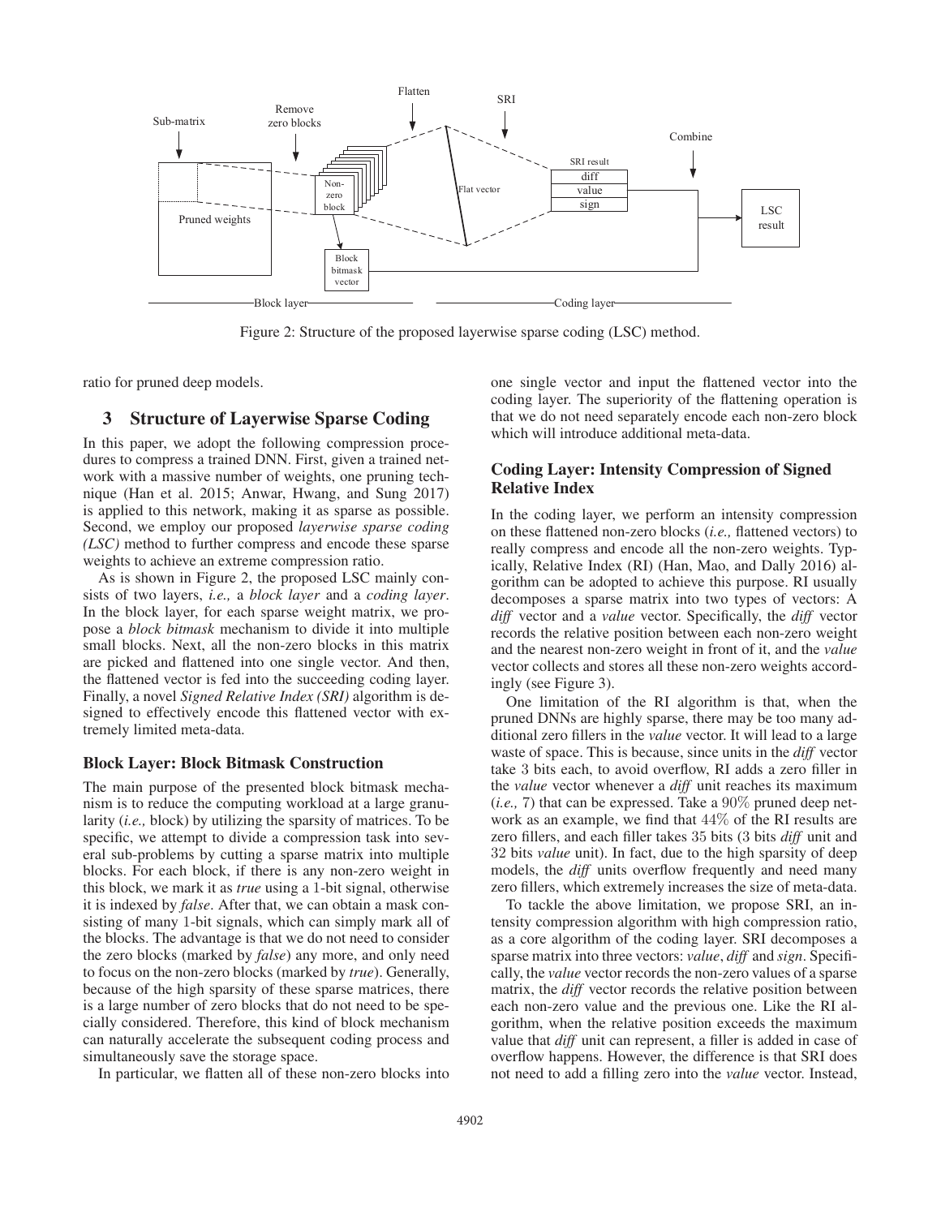Figure 2: Structure of the proposed layerwise sparse coding (LSC) method.

ratio for pruned deep models.

## 3 Structure of Layerwise Sparse Coding

In this paper, we adopt the following compression procedures to compress a trained DNN. First, given a trained network with a massive number of weights, one pruning technique (Han et al. 2015; Anwar, Hwang, and Sung 2017) is applied to this network, making it as sparse as possible. Second, we employ our proposed *layerwise sparse coding (LSC)* method to further compress and encode these sparse weights to achieve an extreme compression ratio.

As is shown in Figure 2, the proposed LSC mainly consists of two layers, *i.e.,* a *block layer* and a *coding layer*. In the block layer, for each sparse weight matrix, we propose a *block bitmask* mechanism to divide it into multiple small blocks. Next, all the non-zero blocks in this matrix are picked and flattened into one single vector. And then, the flattened vector is fed into the succeeding coding layer. Finally, a novel *Signed Relative Index (SRI)* algorithm is designed to effectively encode this flattened vector with extremely limited meta-data.

### Block Layer: Block Bitmask Construction

The main purpose of the presented block bitmask mechanism is to reduce the computing workload at a large granularity (*i.e.,* block) by utilizing the sparsity of matrices. To be specific, we attempt to divide a compression task into several sub-problems by cutting a sparse matrix into multiple blocks. For each block, if there is any non-zero weight in this block, we mark it as *true* using a 1-bit signal, otherwise it is indexed by *false*. After that, we can obtain a mask consisting of many 1-bit signals, which can simply mark all of the blocks. The advantage is that we do not need to consider the zero blocks (marked by *false*) any more, and only need to focus on the non-zero blocks (marked by *true*). Generally, because of the high sparsity of these sparse matrices, there is a large number of zero blocks that do not need to be specially considered. Therefore, this kind of block mechanism can naturally accelerate the subsequent coding process and simultaneously save the storage space.

In particular, we flatten all of these non-zero blocks into one single vector and input the flattened vector into the coding layer. The superiority of the flattening operation is that we do not need separately encode each non-zero block which will introduce additional meta-data.

### Coding Layer: Intensity Compression of Signed Relative Index

In the coding layer, we perform an intensity compression on these flattened non-zero blocks (*i.e.,* flattened vectors) to really compress and encode all the non-zero weights. Typically, Relative Index (RI) (Han, Mao, and Dally 2016) algorithm can be adopted to achieve this purpose. RI usually decomposes a sparse matrix into two types of vectors: A *diff* vector and a *value* vector. Specifically, the *diff* vector records the relative position between each non-zero weight and the nearest non-zero weight in front of it, and the *value* vector collects and stores all these non-zero weights accordingly (see Figure 3).

One limitation of the RI algorithm is that, when the pruned DNNs are highly sparse, there may be too many additional zero fillers in the *value* vector. It will lead to a large waste of space. This is because, since units in the *diff* vector take 3 bits each, to avoid overflow, RI adds a zero filler in the *value* vector whenever a *diff* unit reaches its maximum (*i.e.,* 7) that can be expressed. Take a $90\%$ pruned deep network as an example, we find that $44\%$ of the RI results are zero fillers, and each filler takes 35 bits (3 bits *diff* unit and 32 bits *value* unit). In fact, due to the high sparsity of deep models, the *diff* units overflow frequently and need many zero fillers, which extremely increases the size of meta-data.

To tackle the above limitation, we propose SRI, an intensity compression algorithm with high compression ratio, as a core algorithm of the coding layer. SRI decomposes a sparse matrix into three vectors: *value*, *diff* and *sign*. Specifically, the *value* vector records the non-zero values of a sparse matrix, the *diff* vector records the relative position between each non-zero value and the previous one. Like the RI algorithm, when the relative position exceeds the maximum value that *diff* unit can represent, a filler is added in case of overflow happens. However, the difference is that SRI does not need to add a filling zero into the *value* vector. Instead,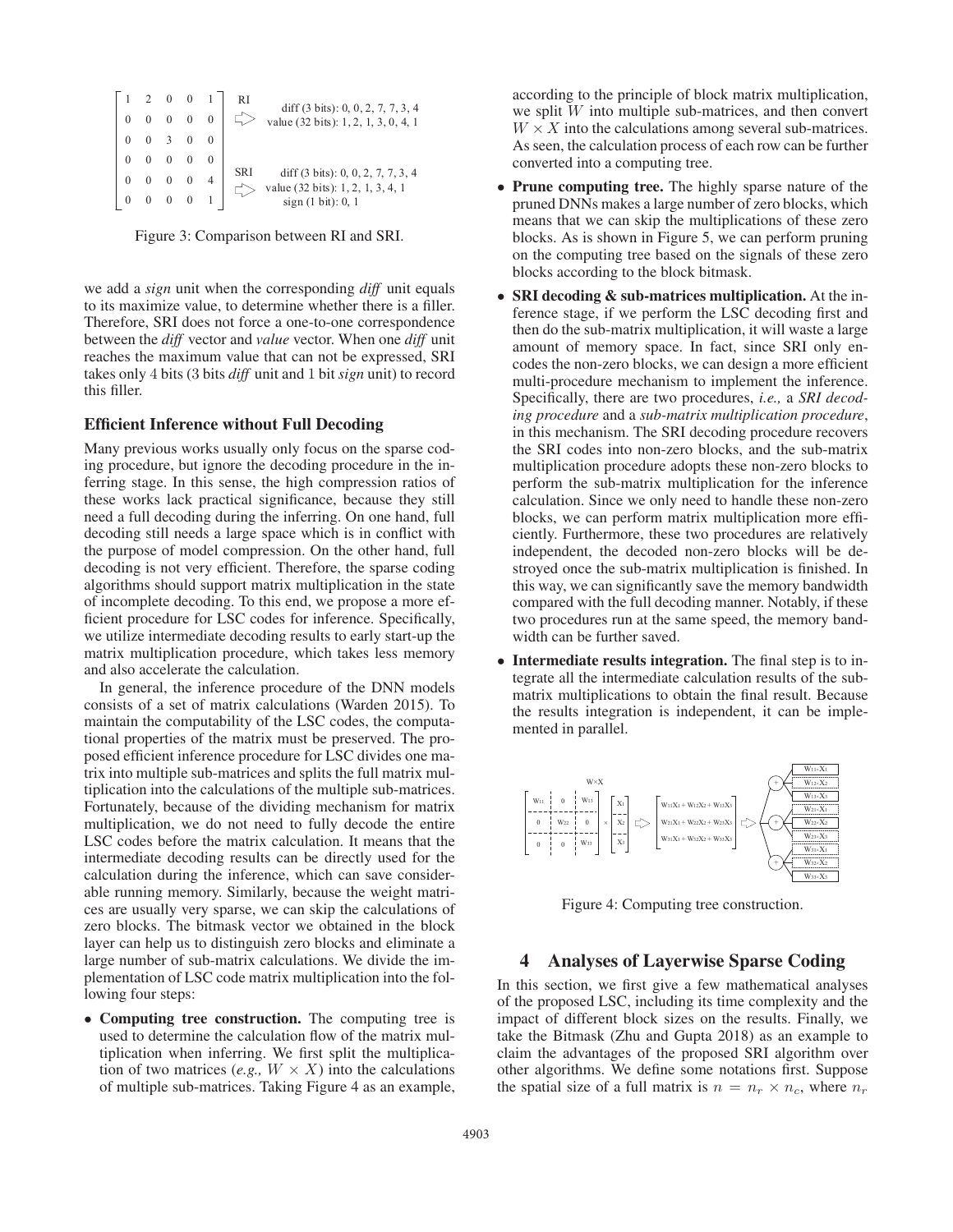$$\begin{bmatrix} 1 & 2 & 0 & 0 & 1 \\ 0 & 0 & 0 & 0 & 0 \\ 0 & 0 & 3 & 0 & 0 \\ 0 & 0 & 0 & 0 & 0 \\ 0 & 0 & 0 & 0 & 4 \\ 0 & 0 & 0 & 0 & 1 \end{bmatrix}$$

RI ⇨ diff (3 bits): 0, 0, 2, 7, 7, 3, 4
value (32 bits): 1, 2, 1, 3, 0, 4, 1

SRI ⇨ diff (3 bits): 0, 0, 2, 7, 7, 3, 4
value (32 bits): 1, 2, 1, 3, 4, 1
sign (1 bit): 0, 1

Figure 3: Comparison between RI and SRI.

we add a *sign* unit when the corresponding *diff* unit equals to its maximize value, to determine whether there is a filler. Therefore, SRI does not force a one-to-one correspondence between the *diff* vector and *value* vector. When one *diff* unit reaches the maximum value that can not be expressed, SRI takes only 4 bits (3 bits *diff* unit and 1 bit *sign* unit) to record this filler.

### Efficient Inference without Full Decoding

Many previous works usually only focus on the sparse coding procedure, but ignore the decoding procedure in the inferring stage. In this sense, the high compression ratios of these works lack practical significance, because they still need a full decoding during the inferring. On one hand, full decoding still needs a large space which is in conflict with the purpose of model compression. On the other hand, full decoding is not very efficient. Therefore, the sparse coding algorithms should support matrix multiplication in the state of incomplete decoding. To this end, we propose a more efficient procedure for LSC codes for inference. Specifically, we utilize intermediate decoding results to early start-up the matrix multiplication procedure, which takes less memory and also accelerate the calculation.

In general, the inference procedure of the DNN models consists of a set of matrix calculations (Warden 2015). To maintain the computability of the LSC codes, the computational properties of the matrix must be preserved. The proposed efficient inference procedure for LSC divides one matrix into multiple sub-matrices and splits the full matrix multiplication into the calculations of the multiple sub-matrices. Fortunately, because of the dividing mechanism for matrix multiplication, we do not need to fully decode the entire LSC codes before the matrix calculation. It means that the intermediate decoding results can be directly used for the calculation during the inference, which can save considerable running memory. Similarly, because the weight matrices are usually very sparse, we can skip the calculations of zero blocks. The bitmask vector we obtained in the block layer can help us to distinguish zero blocks and eliminate a large number of sub-matrix calculations. We divide the implementation of LSC code matrix multiplication into the following four steps:

- **Computing tree construction.** The computing tree is used to determine the calculation flow of the matrix multiplication when inferring. We first split the multiplication of two matrices (*e.g.,* $W \times X$) into the calculations of multiple sub-matrices. Taking Figure 4 as an example, according to the principle of block matrix multiplication, we split $W$ into multiple sub-matrices, and then convert $W \times X$ into the calculations among several sub-matrices. As seen, the calculation process of each row can be further converted into a computing tree.
- **Prune computing tree.** The highly sparse nature of the pruned DNNs makes a large number of zero blocks, which means that we can skip the multiplications of these zero blocks. As is shown in Figure 5, we can perform pruning on the computing tree based on the signals of these zero blocks according to the block bitmask.
- **SRI decoding & sub-matrices multiplication.** At the inference stage, if we perform the LSC decoding first and then do the sub-matrix multiplication, it will waste a large amount of memory space. In fact, since SRI only encodes the non-zero blocks, we can design a more efficient multi-procedure mechanism to implement the inference. Specifically, there are two procedures, *i.e.,* a *SRI decoding procedure* and a *sub-matrix multiplication procedure*, in this mechanism. The SRI decoding procedure recovers the SRI codes into non-zero blocks, and the sub-matrix multiplication procedure adopts these non-zero blocks to perform the sub-matrix multiplication for the inference calculation. Since we only need to handle these non-zero blocks, we can perform matrix multiplication more efficiently. Furthermore, these two procedures are relatively independent, the decoded non-zero blocks will be destroyed once the sub-matrix multiplication is finished. In this way, we can significantly save the memory bandwidth compared with the full decoding manner. Notably, if these two procedures run at the same speed, the memory bandwidth can be further saved.
- **Intermediate results integration.** The final step is to integrate all the intermediate calculation results of the sub-matrix multiplications to obtain the final result. Because the results integration is independent, it can be implemented in parallel.

$$W \times X: \begin{bmatrix} W_{11} & 0 & W_{13} \\ 0 & W_{22} & 0 \\ 0 & 0 & W_{33} \end{bmatrix} \times \begin{bmatrix} X_1 \\ X_2 \\ X_3 \end{bmatrix} \Rightarrow \begin{bmatrix} W_{11}X_1 + W_{12}X_2 + W_{13}X_3 \\ W_{21}X_1 + W_{22}X_2 + W_{23}X_3 \\ W_{31}X_1 + W_{32}X_2 + W_{33}X_3 \end{bmatrix}$$

Figure 4: Computing tree construction.

## 4 Analyses of Layerwise Sparse Coding

In this section, we first give a few mathematical analyses of the proposed LSC, including its time complexity and the impact of different block sizes on the results. Finally, we take the Bitmask (Zhu and Gupta 2018) as an example to claim the advantages of the proposed SRI algorithm over other algorithms. We define some notations first. Suppose the spatial size of a full matrix is $n = n_r \times n_c$, where $n_r$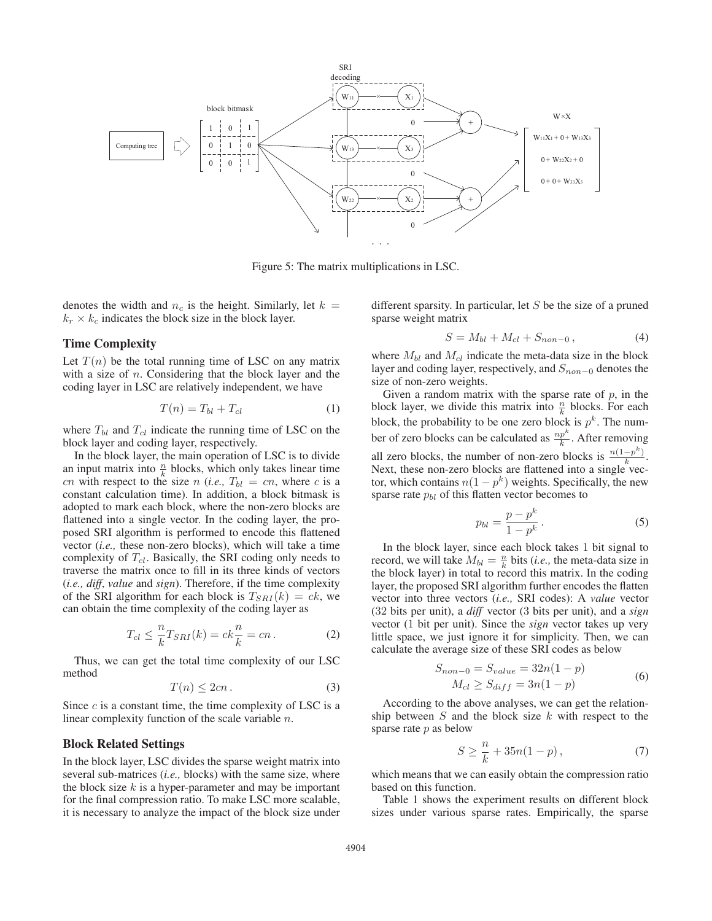Figure 5: The matrix multiplications in LSC.

denotes the width and $n_c$ is the height. Similarly, let $k = k_r \times k_c$ indicates the block size in the block layer.

### Time Complexity

Let $T(n)$ be the total running time of LSC on any matrix with a size of $n$. Considering that the block layer and the coding layer in LSC are relatively independent, we have

$$T(n) = T_{bl} + T_{cl} \tag{1}$$

where $T_{bl}$ and $T_{cl}$ indicate the running time of LSC on the block layer and coding layer, respectively.

In the block layer, the main operation of LSC is to divide an input matrix into $\frac{n}{k}$ blocks, which only takes linear time $cn$ with respect to the size $n$ (*i.e.,* $T_{bl} = cn$, where $c$ is a constant calculation time). In addition, a block bitmask is adopted to mark each block, where the non-zero blocks are flattened into a single vector. In the coding layer, the proposed SRI algorithm is performed to encode this flattened vector (*i.e.,* these non-zero blocks), which will take a time complexity of $T_{cl}$. Basically, the SRI coding only needs to traverse the matrix once to fill in its three kinds of vectors (*i.e., diff*, *value* and *sign*). Therefore, if the time complexity of the SRI algorithm for each block is $T_{SRI}(k) = ck$, we can obtain the time complexity of the coding layer as

$$T_{cl} \leq \frac{n}{k} T_{SRI}(k) = ck\frac{n}{k} = cn\,. \tag{2}$$

Thus, we can get the total time complexity of our LSC method

$$T(n) \leq 2cn\,. \tag{3}$$

Since $c$ is a constant time, the time complexity of LSC is a linear complexity function of the scale variable $n$.

### Block Related Settings

In the block layer, LSC divides the sparse weight matrix into several sub-matrices (*i.e.,* blocks) with the same size, where the block size $k$ is a hyper-parameter and may be important for the final compression ratio. To make LSC more scalable, it is necessary to analyze the impact of the block size under different sparsity. In particular, let $S$ be the size of a pruned sparse weight matrix

$$S = M_{bl} + M_{cl} + S_{non-0}\,, \tag{4}$$

where $M_{bl}$ and $M_{cl}$ indicate the meta-data size in the block layer and coding layer, respectively, and $S_{non-0}$ denotes the size of non-zero weights.

Given a random matrix with the sparse rate of $p$, in the block layer, we divide this matrix into $\frac{n}{k}$ blocks. For each block, the probability to be one zero block is $p^k$. The number of zero blocks can be calculated as $\frac{np^k}{k}$. After removing all zero blocks, the number of non-zero blocks is $\frac{n(1-p^k)}{k}$. Next, these non-zero blocks are flattened into a single vector, which contains $n(1-p^k)$ weights. Specifically, the new sparse rate $p_{bl}$ of this flatten vector becomes to

$$p_{bl} = \frac{p - p^k}{1 - p^k}\,. \tag{5}$$

In the block layer, since each block takes 1 bit signal to record, we will take $M_{bl} = \frac{n}{k}$ bits (*i.e.,* the meta-data size in the block layer) in total to record this matrix. In the coding layer, the proposed SRI algorithm further encodes the flatten vector into three vectors (*i.e.,* SRI codes): A *value* vector (32 bits per unit), a *diff* vector (3 bits per unit), and a *sign* vector (1 bit per unit). Since the *sign* vector takes up very little space, we just ignore it for simplicity. Then, we can calculate the average size of these SRI codes as below

$$\begin{aligned} S_{non-0} = S_{value} = 32n(1-p) \\ M_{cl} \geq S_{diff} = 3n(1-p) \end{aligned} \tag{6}$$

According to the above analyses, we can get the relationship between $S$ and the block size $k$ with respect to the sparse rate $p$ as below

$$S \geq \frac{n}{k} + 35n(1-p)\,, \tag{7}$$

which means that we can easily obtain the compression ratio based on this function.

Table 1 shows the experiment results on different block sizes under various sparse rates. Empirically, the sparse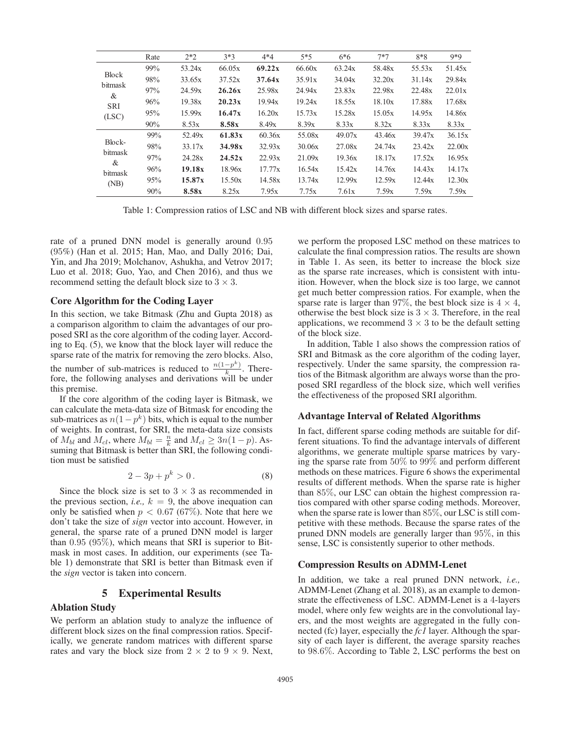|  | Rate | 2*2 | 3*3 | 4*4 | 5*5 | 6*6 | 7*7 | 8*8 | 9*9 |
|---|---|---|---|---|---|---|---|---|---|
| Block bitmask & SRI (LSC) | 99% | 53.24x | 66.05x | **69.22x** | 66.60x | 63.24x | 58.48x | 55.53x | 51.45x |
|  | 98% | 33.65x | 37.52x | **37.64x** | 35.91x | 34.04x | 32.20x | 31.14x | 29.84x |
|  | 97% | 24.59x | **26.26x** | 25.98x | 24.94x | 23.83x | 22.98x | 22.48x | 22.01x |
|  | 96% | 19.38x | **20.23x** | 19.94x | 19.24x | 18.55x | 18.10x | 17.88x | 17.68x |
|  | 95% | 15.99x | **16.47x** | 16.20x | 15.73x | 15.28x | 15.05x | 14.95x | 14.86x |
|  | 90% | 8.53x | **8.58x** | 8.49x | 8.39x | 8.33x | 8.32x | 8.33x | 8.33x |
| Block-bitmask & bitmask (NB) | 99% | 52.49x | **61.83x** | 60.36x | 55.08x | 49.07x | 43.46x | 39.47x | 36.15x |
|  | 98% | 33.17x | **34.98x** | 32.93x | 30.06x | 27.08x | 24.74x | 23.42x | 22.00x |
|  | 97% | 24.28x | **24.52x** | 22.93x | 21.09x | 19.36x | 18.17x | 17.52x | 16.95x |
|  | 96% | **19.18x** | 18.96x | 17.77x | 16.54x | 15.42x | 14.76x | 14.43x | 14.17x |
|  | 95% | **15.87x** | 15.50x | 14.58x | 13.74x | 12.99x | 12.59x | 12.44x | 12.30x |
|  | 90% | **8.58x** | 8.25x | 7.95x | 7.75x | 7.61x | 7.59x | 7.59x | 7.59x |

Table 1: Compression ratios of LSC and NB with different block sizes and sparse rates.

rate of a pruned DNN model is generally around 0.95 (95%) (Han et al. 2015; Han, Mao, and Dally 2016; Dai, Yin, and Jha 2019; Molchanov, Ashukha, and Vetrov 2017; Luo et al. 2018; Guo, Yao, and Chen 2016), and thus we recommend setting the default block size to $3 \times 3$.

### Core Algorithm for the Coding Layer

In this section, we take Bitmask (Zhu and Gupta 2018) as a comparison algorithm to claim the advantages of our proposed SRI as the core algorithm of the coding layer. According to Eq. (5), we know that the block layer will reduce the sparse rate of the matrix for removing the zero blocks. Also, the number of sub-matrices is reduced to $\frac{n(1-p^k)}{k}$. Therefore, the following analyses and derivations will be under this premise.

If the core algorithm of the coding layer is Bitmask, we can calculate the meta-data size of Bitmask for encoding the sub-matrices as $n(1-p^k)$ bits, which is equal to the number of weights. In contrast, for SRI, the meta-data size consists of $M_{bl}$ and $M_{cl}$, where $M_{bl} = \frac{n}{k}$ and $M_{cl} \geq 3n(1-p)$. Assuming that Bitmask is better than SRI, the following condition must be satisfied

$$2 - 3p + p^k > 0 \,. \tag{8}$$

Since the block size is set to $3 \times 3$ as recommended in the previous section, *i.e.,* $k = 9$, the above inequation can only be satisfied when $p < 0.67$ (67%). Note that here we don't take the size of *sign* vector into account. However, in general, the sparse rate of a pruned DNN model is larger than 0.95 (95%), which means that SRI is superior to Bitmask in most cases. In addition, our experiments (see Table 1) demonstrate that SRI is better than Bitmask even if the *sign* vector is taken into concern.

## 5 Experimental Results

### Ablation Study

We perform an ablation study to analyze the influence of different block sizes on the final compression ratios. Specifically, we generate random matrices with different sparse rates and vary the block size from $2 \times 2$ to $9 \times 9$. Next, we perform the proposed LSC method on these matrices to calculate the final compression ratios. The results are shown in Table 1. As seen, its better to increase the block size as the sparse rate increases, which is consistent with intuition. However, when the block size is too large, we cannot get much better compression ratios. For example, when the sparse rate is larger than 97%, the best block size is $4 \times 4$, otherwise the best block size is $3 \times 3$. Therefore, in the real applications, we recommend $3 \times 3$ to be the default setting of the block size.

In addition, Table 1 also shows the compression ratios of SRI and Bitmask as the core algorithm of the coding layer, respectively. Under the same sparsity, the compression ratios of the Bitmask algorithm are always worse than the proposed SRI regardless of the block size, which well verifies the effectiveness of the proposed SRI algorithm.

### Advantage Interval of Related Algorithms

In fact, different sparse coding methods are suitable for different situations. To find the advantage intervals of different algorithms, we generate multiple sparse matrices by varying the sparse rate from 50% to 99% and perform different methods on these matrices. Figure 6 shows the experimental results of different methods. When the sparse rate is higher than 85%, our LSC can obtain the highest compression ratios compared with other sparse coding methods. Moreover, when the sparse rate is lower than 85%, our LSC is still competitive with these methods. Because the sparse rates of the pruned DNN models are generally larger than 95%, in this sense, LSC is consistently superior to other methods.

### Compression Results on ADMM-Lenet

In addition, we take a real pruned DNN network, *i.e.,* ADMM-Lenet (Zhang et al. 2018), as an example to demonstrate the effectiveness of LSC. ADMM-Lenet is a 4-layers model, where only few weights are in the convolutional layers, and the most weights are aggregated in the fully connected (fc) layer, especially the *fc1* layer. Although the sparsity of each layer is different, the average sparsity reaches to 98.6%. According to Table 2, LSC performs the best on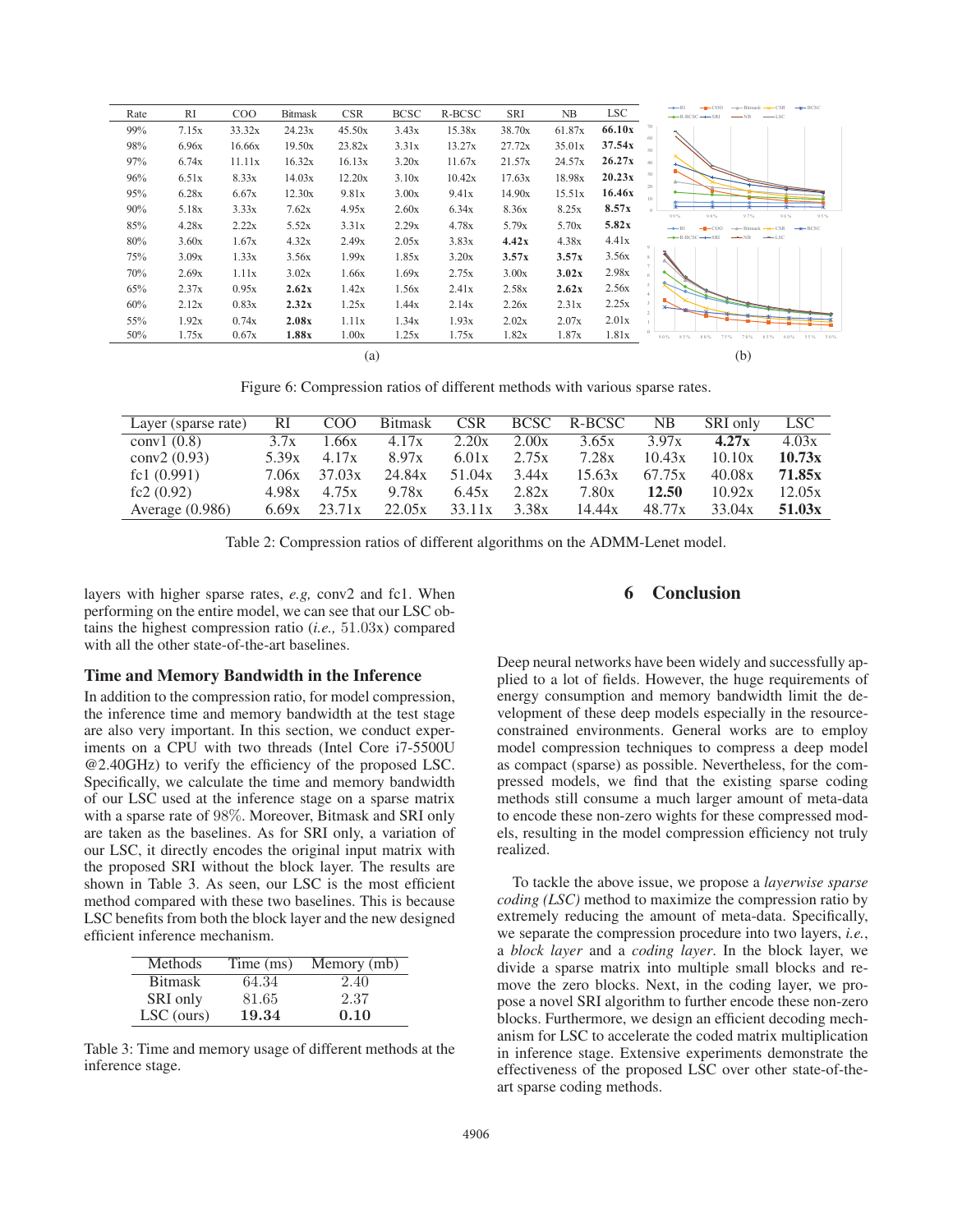| Rate | RI | COO | Bitmask | CSR | BCSC | R-BCSC | SRI | NB | LSC |
|---|---|---|---|---|---|---|---|---|---|
| 99% | 7.15x | 33.32x | 24.23x | 45.50x | 3.43x | 15.38x | 38.70x | 61.87x | **66.10x** |
| 98% | 6.96x | 16.66x | 19.50x | 23.82x | 3.31x | 13.27x | 27.72x | 35.01x | **37.54x** |
| 97% | 6.74x | 11.11x | 16.32x | 16.13x | 3.20x | 11.67x | 21.57x | 24.57x | **26.27x** |
| 96% | 6.51x | 8.33x | 14.03x | 12.20x | 3.10x | 10.42x | 17.63x | 18.98x | **20.23x** |
| 95% | 6.28x | 6.67x | 12.30x | 9.81x | 3.00x | 9.41x | 14.90x | 15.51x | **16.46x** |
| 90% | 5.18x | 3.33x | 7.62x | 4.95x | 2.60x | 6.34x | 8.36x | 8.25x | **8.57x** |
| 85% | 4.28x | 2.22x | 5.52x | 3.31x | 2.29x | 4.78x | 5.79x | 5.70x | **5.82x** |
| 80% | 3.60x | 1.67x | 4.32x | 2.49x | 2.05x | 3.83x | **4.42x** | 4.38x | 4.41x |
| 75% | 3.09x | 1.33x | 3.56x | 1.99x | 1.85x | 3.20x | **3.57x** | **3.57x** | 3.56x |
| 70% | 2.69x | 1.11x | 3.02x | 1.66x | 1.69x | 2.75x | 3.00x | **3.02x** | 2.98x |
| 65% | 2.37x | 0.95x | **2.62x** | 1.42x | 1.56x | 2.41x | 2.58x | **2.62x** | 2.56x |
| 60% | 2.12x | 0.83x | **2.32x** | 1.25x | 1.44x | 2.14x | 2.26x | 2.31x | 2.25x |
| 55% | 1.92x | 0.74x | **2.08x** | 1.11x | 1.34x | 1.93x | 2.02x | 2.07x | 2.01x |
| 50% | 1.75x | 0.67x | **1.88x** | 1.00x | 1.25x | 1.75x | 1.82x | 1.87x | 1.81x |

(a) (b)

Figure 6: Compression ratios of different methods with various sparse rates.

| Layer (sparse rate) | RI | COO | Bitmask | CSR | BCSC | R-BCSC | NB | SRI only | LSC |
|---|---|---|---|---|---|---|---|---|---|
| conv1 (0.8) | 3.7x | 1.66x | 4.17x | 2.20x | 2.00x | 3.65x | 3.97x | **4.27x** | 4.03x |
| conv2 (0.93) | 5.39x | 4.17x | 8.97x | 6.01x | 2.75x | 7.28x | 10.43x | 10.10x | **10.73x** |
| fc1 (0.991) | 7.06x | 37.03x | 24.84x | 51.04x | 3.44x | 15.63x | 67.75x | 40.08x | **71.85x** |
| fc2 (0.92) | 4.98x | 4.75x | 9.78x | 6.45x | 2.82x | 7.80x | **12.50** | 10.92x | 12.05x |
| Average (0.986) | 6.69x | 23.71x | 22.05x | 33.11x | 3.38x | 14.44x | 48.77x | 33.04x | **51.03x** |

Table 2: Compression ratios of different algorithms on the ADMM-Lenet model.

layers with higher sparse rates, *e.g,* conv2 and fc1. When performing on the entire model, we can see that our LSC obtains the highest compression ratio (*i.e.,* $51.03$x) compared with all the other state-of-the-art baselines.

### Time and Memory Bandwidth in the Inference

In addition to the compression ratio, for model compression, the inference time and memory bandwidth at the test stage are also very important. In this section, we conduct experiments on a CPU with two threads (Intel Core i7-5500U @2.40GHz) to verify the efficiency of the proposed LSC. Specifically, we calculate the time and memory bandwidth of our LSC used at the inference stage on a sparse matrix with a sparse rate of $98\%$. Moreover, Bitmask and SRI only are taken as the baselines. As for SRI only, a variation of our LSC, it directly encodes the original input matrix with the proposed SRI without the block layer. The results are shown in Table 3. As seen, our LSC is the most efficient method compared with these two baselines. This is because LSC benefits from both the block layer and the new designed efficient inference mechanism.

| Methods | Time (ms) | Memory (mb) |
|---|---|---|
| Bitmask | 64.34 | 2.40 |
| SRI only | 81.65 | 2.37 |
| LSC (ours) | **19.34** | **0.10** |

Table 3: Time and memory usage of different methods at the inference stage.

## 6 Conclusion

Deep neural networks have been widely and successfully applied to a lot of fields. However, the huge requirements of energy consumption and memory bandwidth limit the development of these deep models especially in the resource-constrained environments. General works are to employ model compression techniques to compress a deep model as compact (sparse) as possible. Nevertheless, for the compressed models, we find that the existing sparse coding methods still consume a much larger amount of meta-data to encode these non-zero wights for these compressed models, resulting in the model compression efficiency not truly realized.

To tackle the above issue, we propose a *layerwise sparse coding (LSC)* method to maximize the compression ratio by extremely reducing the amount of meta-data. Specifically, we separate the compression procedure into two layers, *i.e.*, a *block layer* and a *coding layer*. In the block layer, we divide a sparse matrix into multiple small blocks and remove the zero blocks. Next, in the coding layer, we propose a novel SRI algorithm to further encode these non-zero blocks. Furthermore, we design an efficient decoding mechanism for LSC to accelerate the coded matrix multiplication in inference stage. Extensive experiments demonstrate the effectiveness of the proposed LSC over other state-of-the-art sparse coding methods.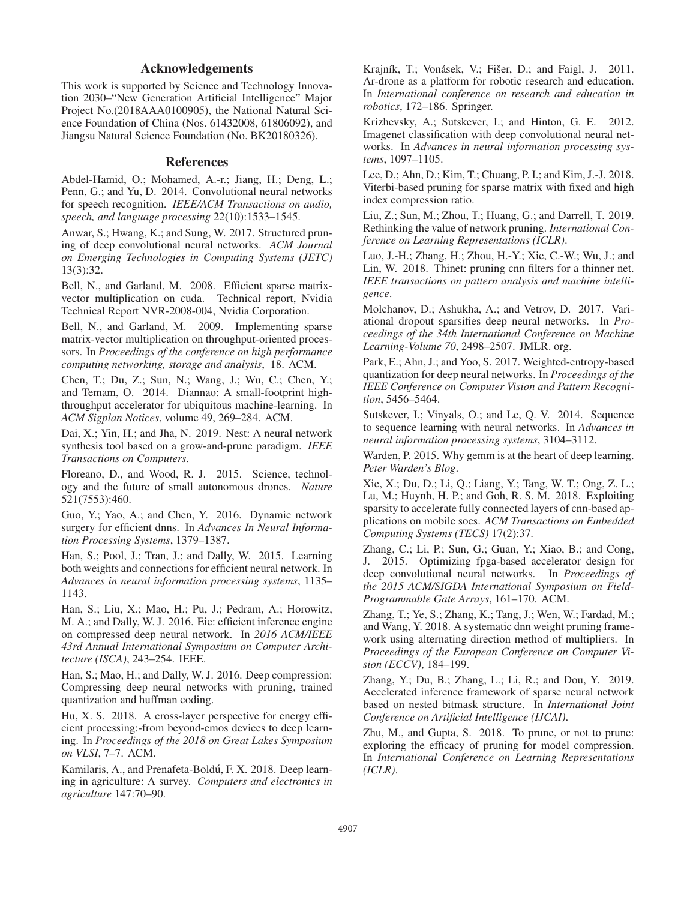## Acknowledgements

This work is supported by Science and Technology Innovation 2030–"New Generation Artificial Intelligence" Major Project No.(2018AAA0100905), the National Natural Science Foundation of China (Nos. 61432008, 61806092), and Jiangsu Natural Science Foundation (No. BK20180326).

## References

Abdel-Hamid, O.; Mohamed, A.-r.; Jiang, H.; Deng, L.; Penn, G.; and Yu, D. 2014. Convolutional neural networks for speech recognition. *IEEE/ACM Transactions on audio, speech, and language processing* 22(10):1533–1545.

Anwar, S.; Hwang, K.; and Sung, W. 2017. Structured pruning of deep convolutional neural networks. *ACM Journal on Emerging Technologies in Computing Systems (JETC)* 13(3):32.

Bell, N., and Garland, M. 2008. Efficient sparse matrix-vector multiplication on cuda. Technical report, Nvidia Technical Report NVR-2008-004, Nvidia Corporation.

Bell, N., and Garland, M. 2009. Implementing sparse matrix-vector multiplication on throughput-oriented processors. In *Proceedings of the conference on high performance computing networking, storage and analysis*, 18. ACM.

Chen, T.; Du, Z.; Sun, N.; Wang, J.; Wu, C.; Chen, Y.; and Temam, O. 2014. Diannao: A small-footprint high-throughput accelerator for ubiquitous machine-learning. In *ACM Sigplan Notices*, volume 49, 269–284. ACM.

Dai, X.; Yin, H.; and Jha, N. 2019. Nest: A neural network synthesis tool based on a grow-and-prune paradigm. *IEEE Transactions on Computers*.

Floreano, D., and Wood, R. J. 2015. Science, technology and the future of small autonomous drones. *Nature* 521(7553):460.

Guo, Y.; Yao, A.; and Chen, Y. 2016. Dynamic network surgery for efficient dnns. In *Advances In Neural Information Processing Systems*, 1379–1387.

Han, S.; Pool, J.; Tran, J.; and Dally, W. 2015. Learning both weights and connections for efficient neural network. In *Advances in neural information processing systems*, 1135–1143.

Han, S.; Liu, X.; Mao, H.; Pu, J.; Pedram, A.; Horowitz, M. A.; and Dally, W. J. 2016. Eie: efficient inference engine on compressed deep neural network. In *2016 ACM/IEEE 43rd Annual International Symposium on Computer Architecture (ISCA)*, 243–254. IEEE.

Han, S.; Mao, H.; and Dally, W. J. 2016. Deep compression: Compressing deep neural networks with pruning, trained quantization and huffman coding.

Hu, X. S. 2018. A cross-layer perspective for energy efficient processing:-from beyond-cmos devices to deep learning. In *Proceedings of the 2018 on Great Lakes Symposium on VLSI*, 7–7. ACM.

Kamilaris, A., and Prenafeta-Boldú, F. X. 2018. Deep learning in agriculture: A survey. *Computers and electronics in agriculture* 147:70–90.

Krajník, T.; Vonásek, V.; Fišer, D.; and Faigl, J. 2011. Ar-drone as a platform for robotic research and education. In *International conference on research and education in robotics*, 172–186. Springer.

Krizhevsky, A.; Sutskever, I.; and Hinton, G. E. 2012. Imagenet classification with deep convolutional neural networks. In *Advances in neural information processing systems*, 1097–1105.

Lee, D.; Ahn, D.; Kim, T.; Chuang, P. I.; and Kim, J.-J. 2018. Viterbi-based pruning for sparse matrix with fixed and high index compression ratio.

Liu, Z.; Sun, M.; Zhou, T.; Huang, G.; and Darrell, T. 2019. Rethinking the value of network pruning. *International Conference on Learning Representations (ICLR)*.

Luo, J.-H.; Zhang, H.; Zhou, H.-Y.; Xie, C.-W.; Wu, J.; and Lin, W. 2018. Thinet: pruning cnn filters for a thinner net. *IEEE transactions on pattern analysis and machine intelligence*.

Molchanov, D.; Ashukha, A.; and Vetrov, D. 2017. Variational dropout sparsifies deep neural networks. In *Proceedings of the 34th International Conference on Machine Learning-Volume 70*, 2498–2507. JMLR. org.

Park, E.; Ahn, J.; and Yoo, S. 2017. Weighted-entropy-based quantization for deep neural networks. In *Proceedings of the IEEE Conference on Computer Vision and Pattern Recognition*, 5456–5464.

Sutskever, I.; Vinyals, O.; and Le, Q. V. 2014. Sequence to sequence learning with neural networks. In *Advances in neural information processing systems*, 3104–3112.

Warden, P. 2015. Why gemm is at the heart of deep learning. *Peter Warden's Blog*.

Xie, X.; Du, D.; Li, Q.; Liang, Y.; Tang, W. T.; Ong, Z. L.; Lu, M.; Huynh, H. P.; and Goh, R. S. M. 2018. Exploiting sparsity to accelerate fully connected layers of cnn-based applications on mobile socs. *ACM Transactions on Embedded Computing Systems (TECS)* 17(2):37.

Zhang, C.; Li, P.; Sun, G.; Guan, Y.; Xiao, B.; and Cong, J. 2015. Optimizing fpga-based accelerator design for deep convolutional neural networks. In *Proceedings of the 2015 ACM/SIGDA International Symposium on Field-Programmable Gate Arrays*, 161–170. ACM.

Zhang, T.; Ye, S.; Zhang, K.; Tang, J.; Wen, W.; Fardad, M.; and Wang, Y. 2018. A systematic dnn weight pruning framework using alternating direction method of multipliers. In *Proceedings of the European Conference on Computer Vision (ECCV)*, 184–199.

Zhang, Y.; Du, B.; Zhang, L.; Li, R.; and Dou, Y. 2019. Accelerated inference framework of sparse neural network based on nested bitmask structure. In *International Joint Conference on Artificial Intelligence (IJCAI)*.

Zhu, M., and Gupta, S. 2018. To prune, or not to prune: exploring the efficacy of pruning for model compression. In *International Conference on Learning Representations (ICLR)*.